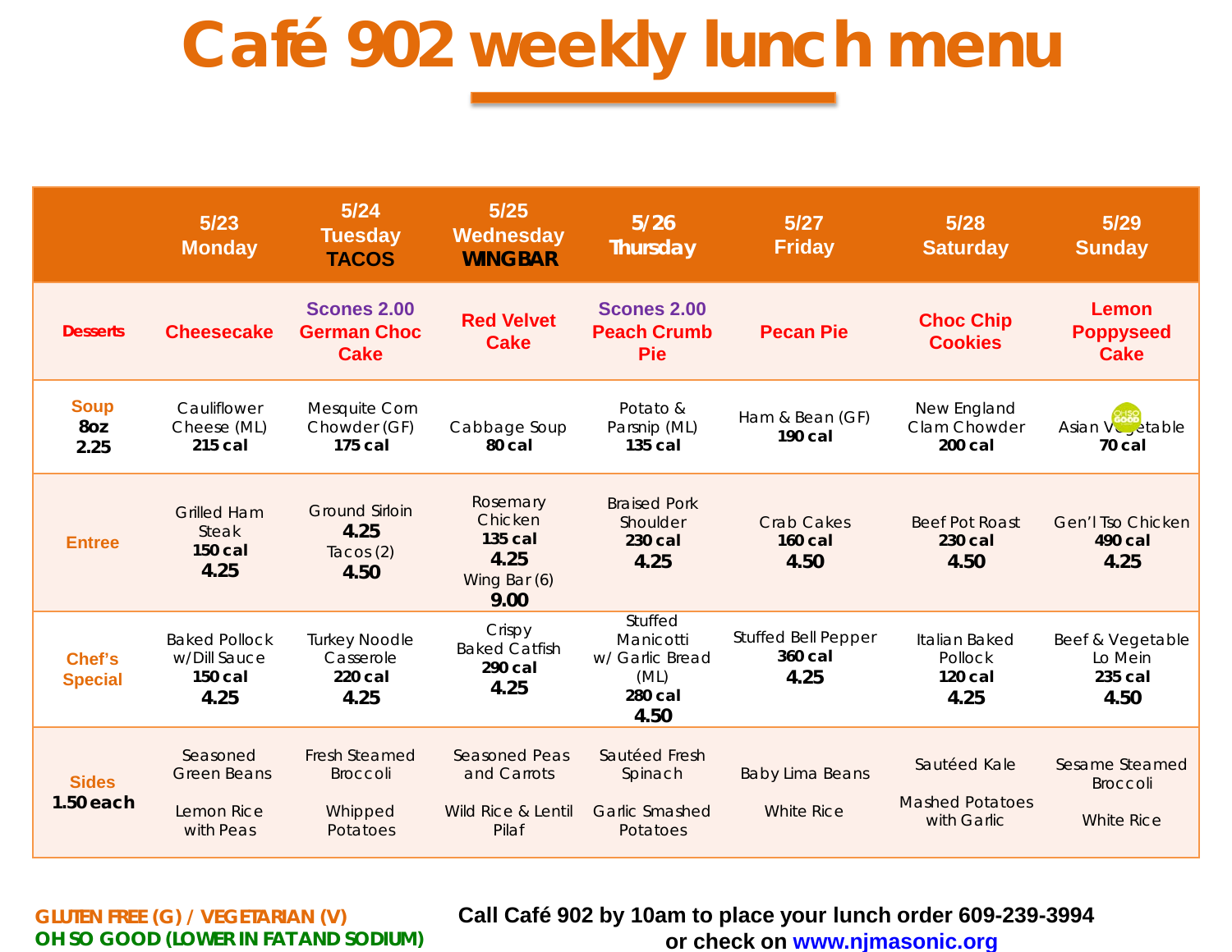# Café 902 weekly lunch menu

| | 5/23 Monday | 5/24 Tuesday TACOS | 5/25 Wednesday WINGBAR | 5/26 Thursday | 5/27 Friday | 5/28 Saturday | 5/29 Sunday |
|---|---|---|---|---|---|---|---|
| **Desserts** | Cheesecake | Scones 2.00 German Choc Cake | Red Velvet Cake | Scones 2.00 Peach Crumb Pie | Pecan Pie | Choc Chip Cookies | Lemon Poppyseed Cake |
| **Soup 8oz 2.25** | Cauliflower Cheese (ML) **215 cal** | Mesquite Corn Chowder (GF) **175 cal** | Cabbage Soup **80 cal** | Potato & Parsnip (ML) **135 cal** | Ham & Bean (GF) **190 cal** | New England Clam Chowder **200 cal** | Asian Vegetable (Oh So Good) **70 cal** |
| **Entree** | Grilled Ham Steak **150 cal** **4.25** | Ground Sirloin **4.25** Tacos (2) **4.50** | Rosemary Chicken **135 cal** **4.25** Wing Bar (6) **9.00** | Braised Pork Shoulder **230 cal** **4.25** | Crab Cakes **160 cal** **4.50** | Beef Pot Roast **230 cal** **4.50** | Gen'l Tso Chicken **490 cal** **4.25** |
| **Chef's Special** | Baked Pollock w/Dill Sauce **150 cal** **4.25** | Turkey Noodle Casserole **220 cal** **4.25** | Crispy Baked Catfish **290 cal** **4.25** | Stuffed Manicotti w/ Garlic Bread (ML) **280 cal** **4.50** | Stuffed Bell Pepper **360 cal** **4.25** | Italian Baked Pollock **120 cal** **4.25** | Beef & Vegetable Lo Mein **235 cal** **4.50** |
| **Sides 1.50 each** | Seasoned Green Beans<br>Lemon Rice with Peas | Fresh Steamed Broccoli<br>Whipped Potatoes | Seasoned Peas and Carrots<br>Wild Rice & Lentil Pilaf | Sautéed Fresh Spinach<br>Garlic Smashed Potatoes | Baby Lima Beans<br>White Rice | Sautéed Kale<br>Mashed Potatoes with Garlic | Sesame Steamed Broccoli<br>White Rice |

GLUTEN FREE (G) / VEGETARIAN (V)
OH SO GOOD (LOWER IN FAT AND SODIUM)

**Call Café 902 by 10am to place your lunch order 609-239-3994 or check on www.njmasonic.org**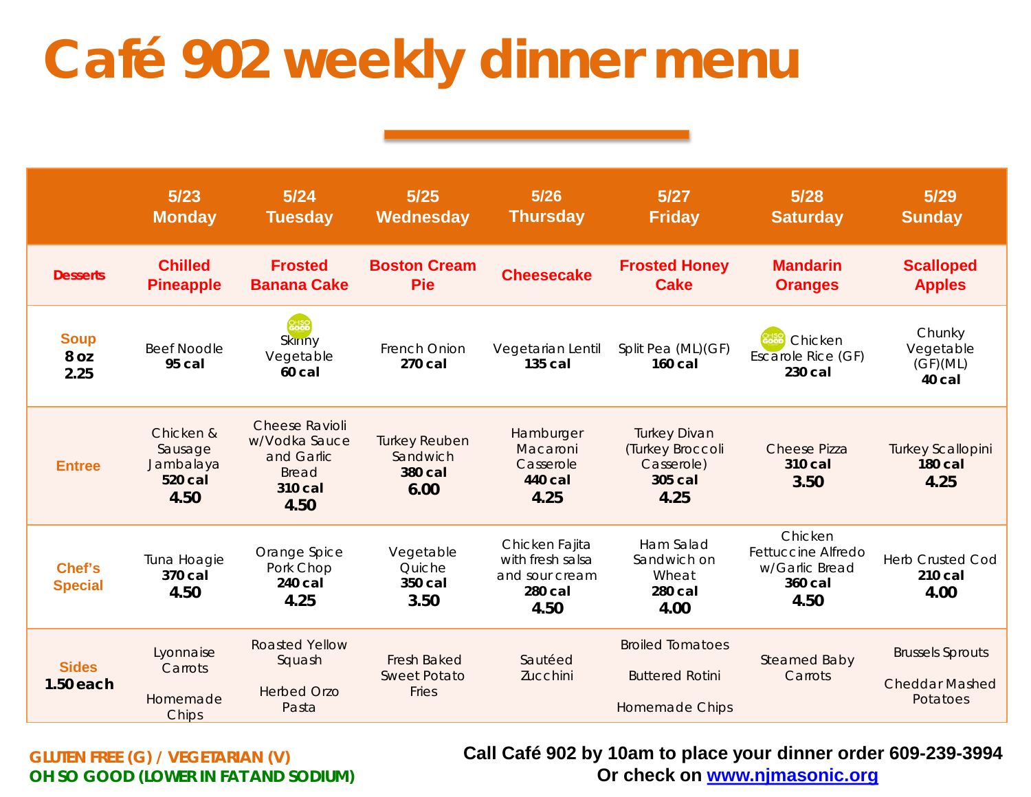# Café 902 weekly dinner menu

| | 5/23 Monday | 5/24 Tuesday | 5/25 Wednesday | 5/26 Thursday | 5/27 Friday | 5/28 Saturday | 5/29 Sunday |
|---|---|---|---|---|---|---|---|
| **Desserts** | **Chilled Pineapple** | **Frosted Banana Cake** | **Boston Cream Pie** | **Cheesecake** | **Frosted Honey Cake** | **Mandarin Oranges** | **Scalloped Apples** |
| **Soup** **8 oz** **2.25** | Beef Noodle **95 cal** | OH SO GOOD Skinny Vegetable **60 cal** | French Onion **270 cal** | Vegetarian Lentil **135 cal** | Split Pea (ML)(GF) **160 cal** | OH SO GOOD Chicken Escarole Rice (GF) **230 cal** | Chunky Vegetable (GF)(ML) **40 cal** |
| **Entree** | Chicken & Sausage Jambalaya **520 cal** **4.50** | Cheese Ravioli w/Vodka Sauce and Garlic Bread **310 cal** **4.50** | Turkey Reuben Sandwich **380 cal** **6.00** | Hamburger Macaroni Casserole **440 cal** **4.25** | Turkey Divan (Turkey Broccoli Casserole) **305 cal** **4.25** | Cheese Pizza **310 cal** **3.50** | Turkey Scallopini **180 cal** **4.25** |
| **Chef's Special** | Tuna Hoagie **370 cal** **4.50** | Orange Spice Pork Chop **240 cal** **4.25** | Vegetable Quiche **350 cal** **3.50** | Chicken Fajita with fresh salsa and sour cream **280 cal** **4.50** | Ham Salad Sandwich on Wheat **280 cal** **4.00** | Chicken Fettuccine Alfredo w/Garlic Bread **360 cal** **4.50** | Herb Crusted Cod **210 cal** **4.00** |
| **Sides** **1.50 each** | Lyonnaise Carrots<br><br>Homemade Chips | Roasted Yellow Squash<br><br>Herbed Orzo Pasta | Fresh Baked Sweet Potato Fries | Sautéed Zucchini | Broiled Tomatoes<br><br>Buttered Rotini<br><br>Homemade Chips | Steamed Baby Carrots | Brussels Sprouts<br><br>Cheddar Mashed Potatoes |

**GLUTEN FREE (G) / VEGETARIAN (V)**
**OH SO GOOD (LOWER IN FAT AND SODIUM)**

**Call Café 902 by 10am to place your dinner order 609-239-3994**
**Or check on [www.njmasonic.org](http://www.njmasonic.org)**